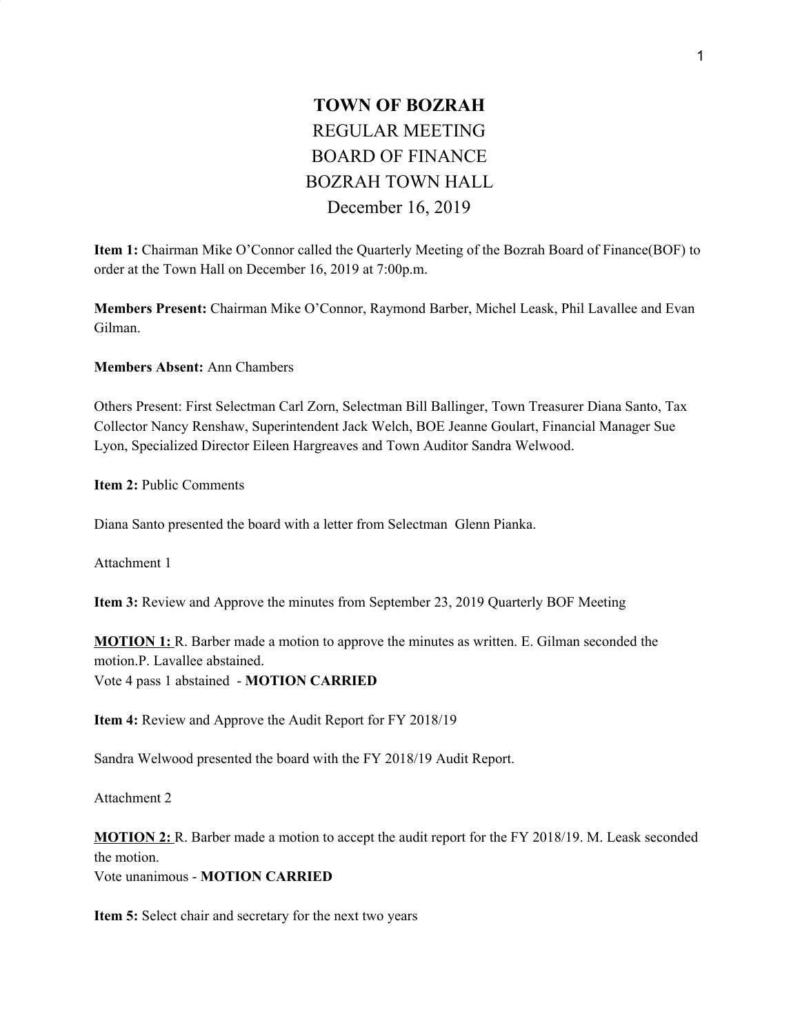# TOWN OF BOZRAH

REGULAR MEETING
BOARD OF FINANCE
BOZRAH TOWN HALL
December 16, 2019

**Item 1:** Chairman Mike O'Connor called the Quarterly Meeting of the Bozrah Board of Finance(BOF) to order at the Town Hall on December 16, 2019 at 7:00p.m.

**Members Present:** Chairman Mike O'Connor, Raymond Barber, Michel Leask, Phil Lavallee and Evan Gilman.

**Members Absent:** Ann Chambers

Others Present: First Selectman Carl Zorn, Selectman Bill Ballinger, Town Treasurer Diana Santo, Tax Collector Nancy Renshaw, Superintendent Jack Welch, BOE Jeanne Goulart, Financial Manager Sue Lyon, Specialized Director Eileen Hargreaves and Town Auditor Sandra Welwood.

**Item 2:** Public Comments

Diana Santo presented the board with a letter from Selectman Glenn Pianka.

Attachment 1

**Item 3:** Review and Approve the minutes from September 23, 2019 Quarterly BOF Meeting

**MOTION 1:** R. Barber made a motion to approve the minutes as written. E. Gilman seconded the motion.P. Lavallee abstained.
Vote 4 pass 1 abstained - **MOTION CARRIED**

**Item 4:** Review and Approve the Audit Report for FY 2018/19

Sandra Welwood presented the board with the FY 2018/19 Audit Report.

Attachment 2

**MOTION 2:** R. Barber made a motion to accept the audit report for the FY 2018/19. M. Leask seconded the motion.
Vote unanimous - **MOTION CARRIED**

**Item 5:** Select chair and secretary for the next two years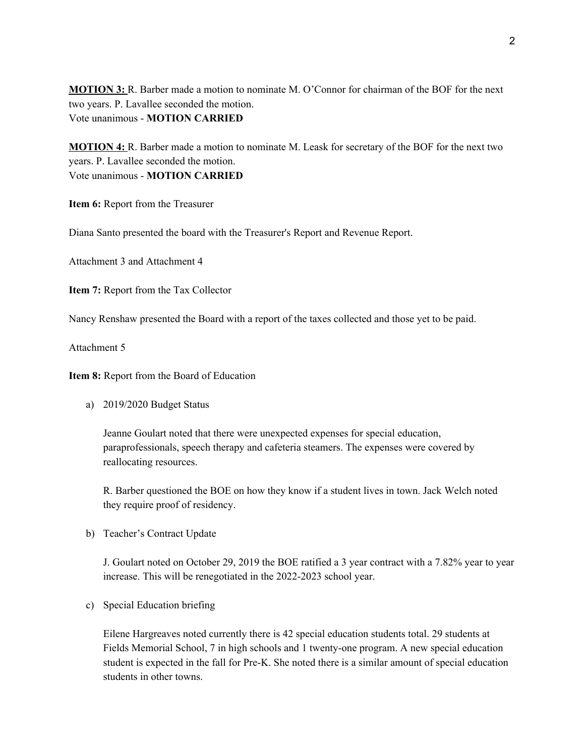**MOTION 3:** R. Barber made a motion to nominate M. O'Connor for chairman of the BOF for the next two years. P. Lavallee seconded the motion.
Vote unanimous - **MOTION CARRIED**

**MOTION 4:** R. Barber made a motion to nominate M. Leask for secretary of the BOF for the next two years. P. Lavallee seconded the motion.
Vote unanimous - **MOTION CARRIED**

**Item 6:** Report from the Treasurer

Diana Santo presented the board with the Treasurer's Report and Revenue Report.

Attachment 3 and Attachment 4

**Item 7:** Report from the Tax Collector

Nancy Renshaw presented the Board with a report of the taxes collected and those yet to be paid.

Attachment 5

**Item 8:** Report from the Board of Education

a) 2019/2020 Budget Status

   Jeanne Goulart noted that there were unexpected expenses for special education, paraprofessionals, speech therapy and cafeteria steamers. The expenses were covered by reallocating resources.

   R. Barber questioned the BOE on how they know if a student lives in town. Jack Welch noted they require proof of residency.

b) Teacher's Contract Update

   J. Goulart noted on October 29, 2019 the BOE ratified a 3 year contract with a 7.82% year to year increase. This will be renegotiated in the 2022-2023 school year.

c) Special Education briefing

   Eilene Hargreaves noted currently there is 42 special education students total. 29 students at Fields Memorial School, 7 in high schools and 1 twenty-one program. A new special education student is expected in the fall for Pre-K. She noted there is a similar amount of special education students in other towns.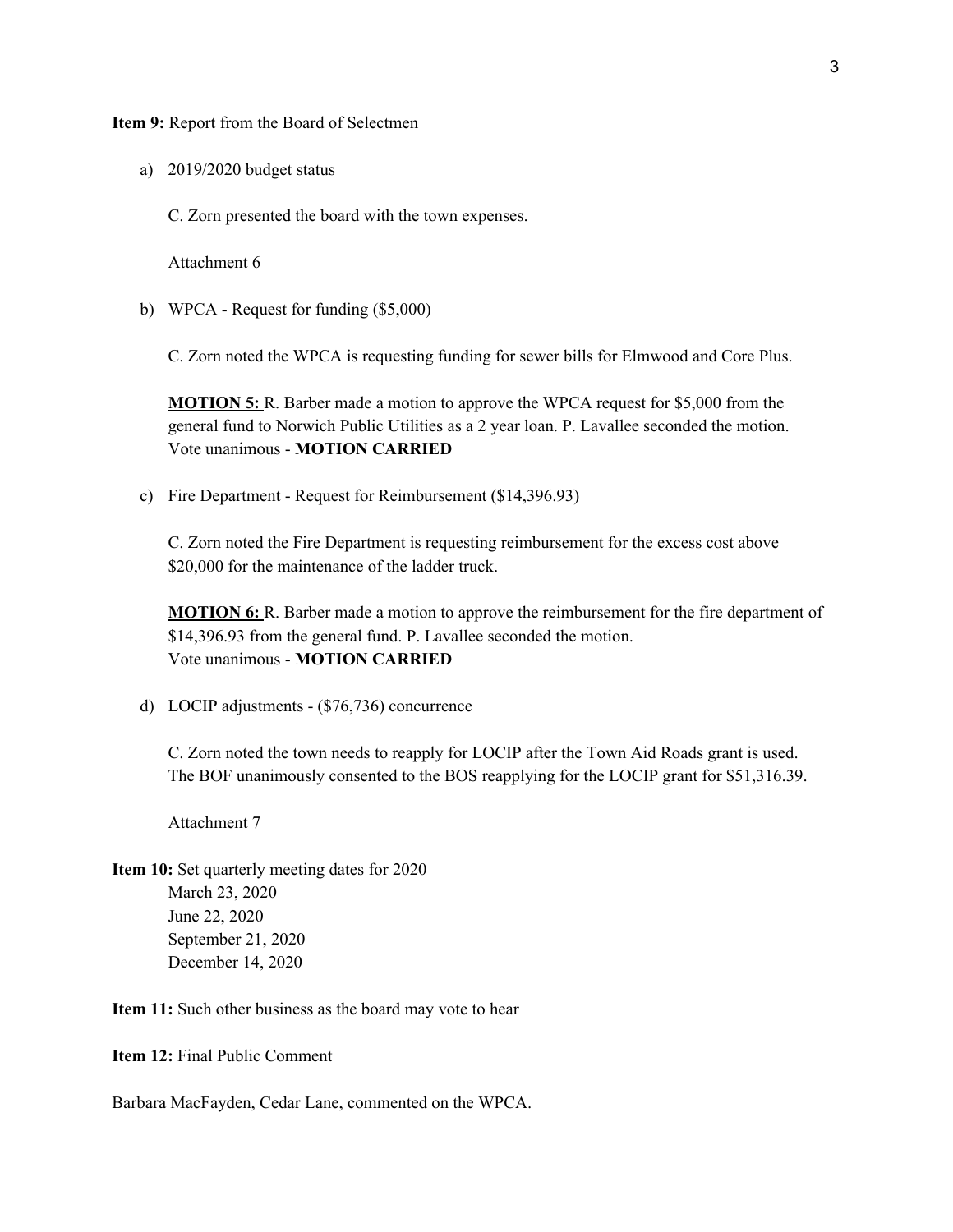**Item 9:** Report from the Board of Selectmen

a) 2019/2020 budget status

   C. Zorn presented the board with the town expenses.

   Attachment 6

b) WPCA - Request for funding ($5,000)

   C. Zorn noted the WPCA is requesting funding for sewer bills for Elmwood and Core Plus.

   **MOTION 5:** R. Barber made a motion to approve the WPCA request for $5,000 from the general fund to Norwich Public Utilities as a 2 year loan. P. Lavallee seconded the motion.
   Vote unanimous - **MOTION CARRIED**

c) Fire Department - Request for Reimbursement ($14,396.93)

   C. Zorn noted the Fire Department is requesting reimbursement for the excess cost above $20,000 for the maintenance of the ladder truck.

   **MOTION 6:** R. Barber made a motion to approve the reimbursement for the fire department of $14,396.93 from the general fund. P. Lavallee seconded the motion.
   Vote unanimous - **MOTION CARRIED**

d) LOCIP adjustments - ($76,736) concurrence

   C. Zorn noted the town needs to reapply for LOCIP after the Town Aid Roads grant is used. The BOF unanimously consented to the BOS reapplying for the LOCIP grant for $51,316.39.

   Attachment 7

**Item 10:** Set quarterly meeting dates for 2020
March 23, 2020
June 22, 2020
September 21, 2020
December 14, 2020

**Item 11:** Such other business as the board may vote to hear

**Item 12:** Final Public Comment

Barbara MacFayden, Cedar Lane, commented on the WPCA.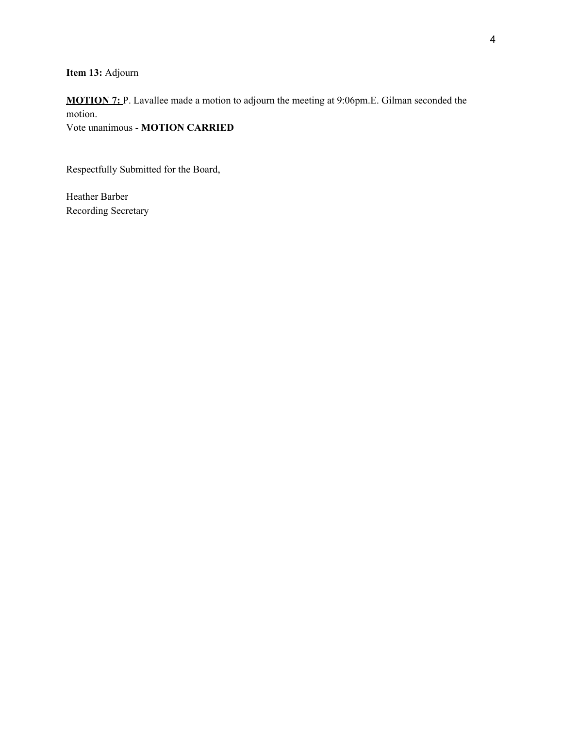**Item 13:** Adjourn

**<u>MOTION 7:</u>** P. Lavallee made a motion to adjourn the meeting at 9:06pm.E. Gilman seconded the motion.
Vote unanimous - **MOTION CARRIED**

Respectfully Submitted for the Board,

Heather Barber
Recording Secretary